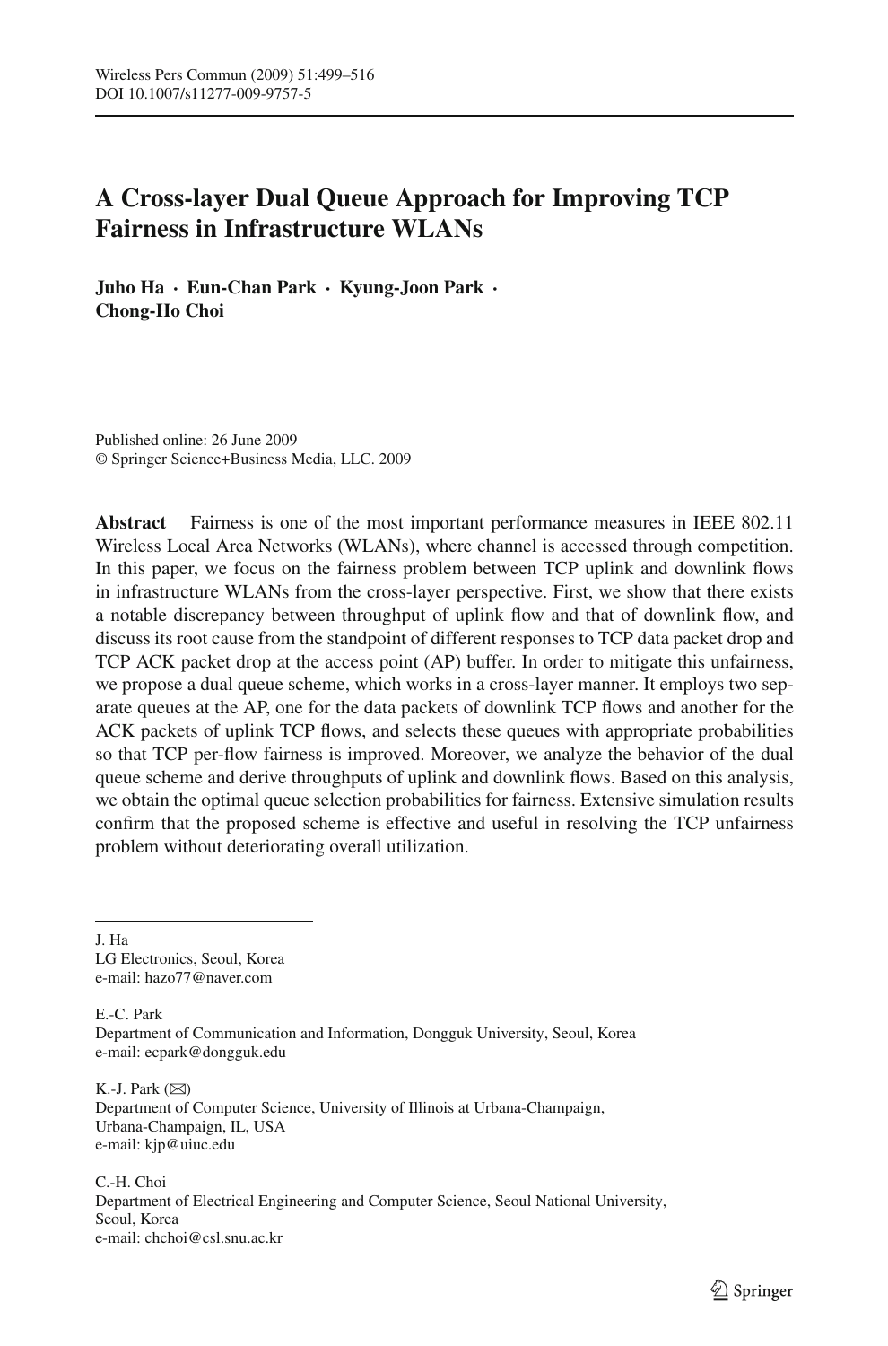# A Cross-layer Dual Queue Approach for Improving TCP Fairness in Infrastructure WLANs

**Juho Ha · Eun-Chan Park · Kyung-Joon Park · Chong-Ho Choi**

Published online: 26 June 2009
© Springer Science+Business Media, LLC. 2009

**Abstract** Fairness is one of the most important performance measures in IEEE 802.11 Wireless Local Area Networks (WLANs), where channel is accessed through competition. In this paper, we focus on the fairness problem between TCP uplink and downlink flows in infrastructure WLANs from the cross-layer perspective. First, we show that there exists a notable discrepancy between throughput of uplink flow and that of downlink flow, and discuss its root cause from the standpoint of different responses to TCP data packet drop and TCP ACK packet drop at the access point (AP) buffer. In order to mitigate this unfairness, we propose a dual queue scheme, which works in a cross-layer manner. It employs two separate queues at the AP, one for the data packets of downlink TCP flows and another for the ACK packets of uplink TCP flows, and selects these queues with appropriate probabilities so that TCP per-flow fairness is improved. Moreover, we analyze the behavior of the dual queue scheme and derive throughputs of uplink and downlink flows. Based on this analysis, we obtain the optimal queue selection probabilities for fairness. Extensive simulation results confirm that the proposed scheme is effective and useful in resolving the TCP unfairness problem without deteriorating overall utilization.

---

J. Ha
LG Electronics, Seoul, Korea
e-mail: hazo77@naver.com

E.-C. Park
Department of Communication and Information, Dongguk University, Seoul, Korea
e-mail: ecpark@dongguk.edu

K.-J. Park (✉)
Department of Computer Science, University of Illinois at Urbana-Champaign, Urbana-Champaign, IL, USA
e-mail: kjp@uiuc.edu

C.-H. Choi
Department of Electrical Engineering and Computer Science, Seoul National University, Seoul, Korea
e-mail: chchoi@csl.snu.ac.kr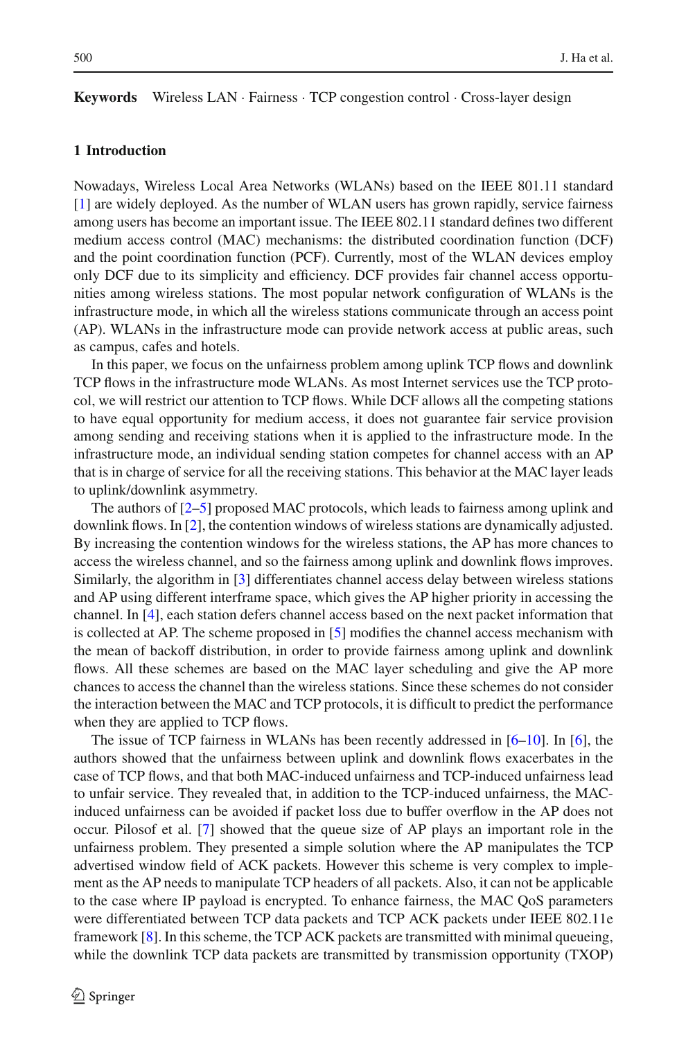**Keywords** Wireless LAN · Fairness · TCP congestion control · Cross-layer design

## 1 Introduction

Nowadays, Wireless Local Area Networks (WLANs) based on the IEEE 801.11 standard [1] are widely deployed. As the number of WLAN users has grown rapidly, service fairness among users has become an important issue. The IEEE 802.11 standard defines two different medium access control (MAC) mechanisms: the distributed coordination function (DCF) and the point coordination function (PCF). Currently, most of the WLAN devices employ only DCF due to its simplicity and efficiency. DCF provides fair channel access opportunities among wireless stations. The most popular network configuration of WLANs is the infrastructure mode, in which all the wireless stations communicate through an access point (AP). WLANs in the infrastructure mode can provide network access at public areas, such as campus, cafes and hotels.

In this paper, we focus on the unfairness problem among uplink TCP flows and downlink TCP flows in the infrastructure mode WLANs. As most Internet services use the TCP protocol, we will restrict our attention to TCP flows. While DCF allows all the competing stations to have equal opportunity for medium access, it does not guarantee fair service provision among sending and receiving stations when it is applied to the infrastructure mode. In the infrastructure mode, an individual sending station competes for channel access with an AP that is in charge of service for all the receiving stations. This behavior at the MAC layer leads to uplink/downlink asymmetry.

The authors of [2–5] proposed MAC protocols, which leads to fairness among uplink and downlink flows. In [2], the contention windows of wireless stations are dynamically adjusted. By increasing the contention windows for the wireless stations, the AP has more chances to access the wireless channel, and so the fairness among uplink and downlink flows improves. Similarly, the algorithm in [3] differentiates channel access delay between wireless stations and AP using different interframe space, which gives the AP higher priority in accessing the channel. In [4], each station defers channel access based on the next packet information that is collected at AP. The scheme proposed in [5] modifies the channel access mechanism with the mean of backoff distribution, in order to provide fairness among uplink and downlink flows. All these schemes are based on the MAC layer scheduling and give the AP more chances to access the channel than the wireless stations. Since these schemes do not consider the interaction between the MAC and TCP protocols, it is difficult to predict the performance when they are applied to TCP flows.

The issue of TCP fairness in WLANs has been recently addressed in [6–10]. In [6], the authors showed that the unfairness between uplink and downlink flows exacerbates in the case of TCP flows, and that both MAC-induced unfairness and TCP-induced unfairness lead to unfair service. They revealed that, in addition to the TCP-induced unfairness, the MAC-induced unfairness can be avoided if packet loss due to buffer overflow in the AP does not occur. Pilosof et al. [7] showed that the queue size of AP plays an important role in the unfairness problem. They presented a simple solution where the AP manipulates the TCP advertised window field of ACK packets. However this scheme is very complex to implement as the AP needs to manipulate TCP headers of all packets. Also, it can not be applicable to the case where IP payload is encrypted. To enhance fairness, the MAC QoS parameters were differentiated between TCP data packets and TCP ACK packets under IEEE 802.11e framework [8]. In this scheme, the TCP ACK packets are transmitted with minimal queueing, while the downlink TCP data packets are transmitted by transmission opportunity (TXOP)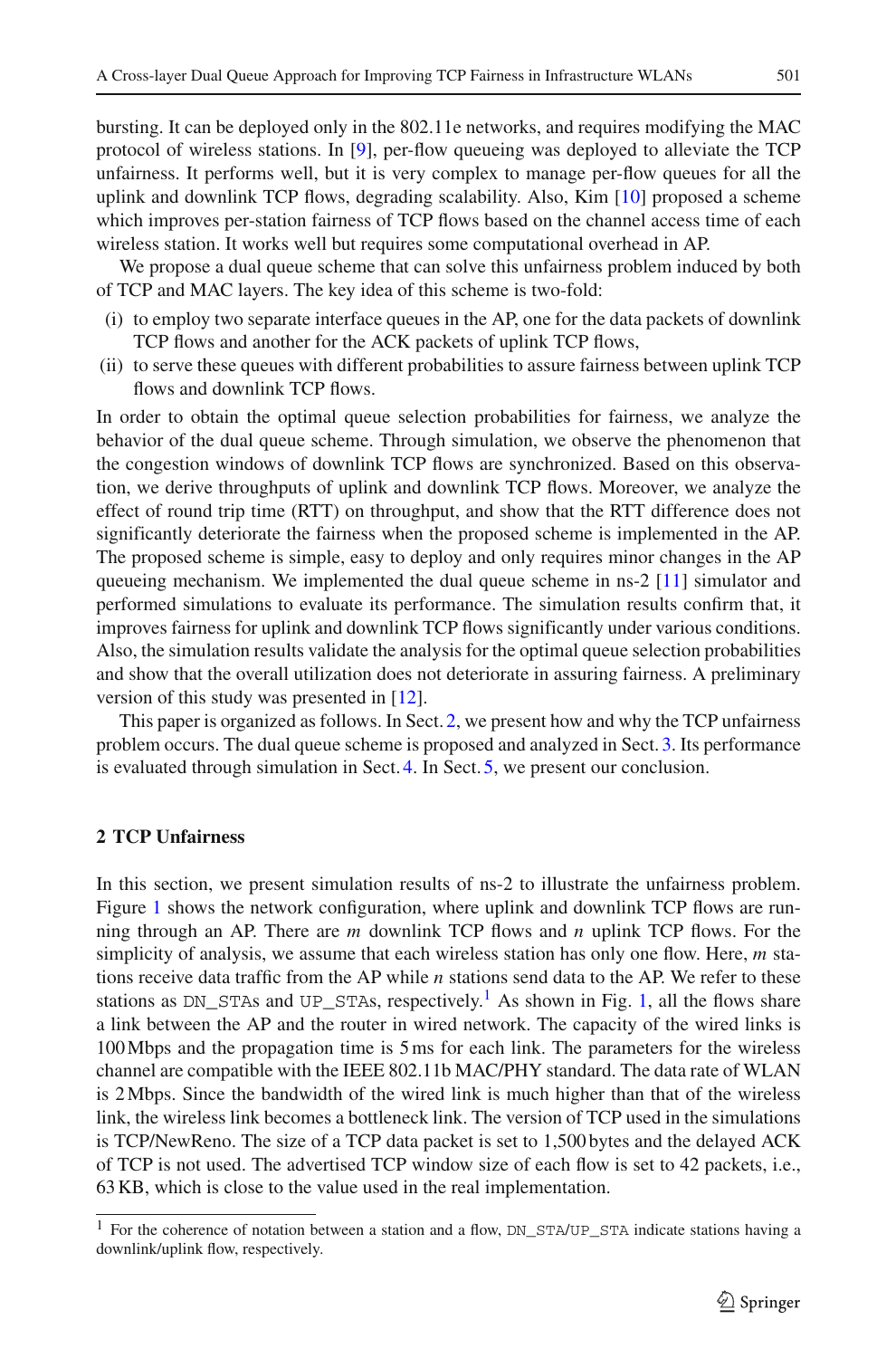bursting. It can be deployed only in the 802.11e networks, and requires modifying the MAC protocol of wireless stations. In [9], per-flow queueing was deployed to alleviate the TCP unfairness. It performs well, but it is very complex to manage per-flow queues for all the uplink and downlink TCP flows, degrading scalability. Also, Kim [10] proposed a scheme which improves per-station fairness of TCP flows based on the channel access time of each wireless station. It works well but requires some computational overhead in AP.

We propose a dual queue scheme that can solve this unfairness problem induced by both of TCP and MAC layers. The key idea of this scheme is two-fold:

- (i) to employ two separate interface queues in the AP, one for the data packets of downlink TCP flows and another for the ACK packets of uplink TCP flows,
- (ii) to serve these queues with different probabilities to assure fairness between uplink TCP flows and downlink TCP flows.

In order to obtain the optimal queue selection probabilities for fairness, we analyze the behavior of the dual queue scheme. Through simulation, we observe the phenomenon that the congestion windows of downlink TCP flows are synchronized. Based on this observation, we derive throughputs of uplink and downlink TCP flows. Moreover, we analyze the effect of round trip time (RTT) on throughput, and show that the RTT difference does not significantly deteriorate the fairness when the proposed scheme is implemented in the AP. The proposed scheme is simple, easy to deploy and only requires minor changes in the AP queueing mechanism. We implemented the dual queue scheme in ns-2 [11] simulator and performed simulations to evaluate its performance. The simulation results confirm that, it improves fairness for uplink and downlink TCP flows significantly under various conditions. Also, the simulation results validate the analysis for the optimal queue selection probabilities and show that the overall utilization does not deteriorate in assuring fairness. A preliminary version of this study was presented in [12].

This paper is organized as follows. In Sect. 2, we present how and why the TCP unfairness problem occurs. The dual queue scheme is proposed and analyzed in Sect. 3. Its performance is evaluated through simulation in Sect. 4. In Sect. 5, we present our conclusion.

## 2 TCP Unfairness

In this section, we present simulation results of ns-2 to illustrate the unfairness problem. Figure 1 shows the network configuration, where uplink and downlink TCP flows are running through an AP. There are $m$ downlink TCP flows and $n$ uplink TCP flows. For the simplicity of analysis, we assume that each wireless station has only one flow. Here, $m$ stations receive data traffic from the AP while $n$ stations send data to the AP. We refer to these stations as `DN_STA`s and `UP_STA`s, respectively.[1] As shown in Fig. 1, all the flows share a link between the AP and the router in wired network. The capacity of the wired links is 100 Mbps and the propagation time is 5 ms for each link. The parameters for the wireless channel are compatible with the IEEE 802.11b MAC/PHY standard. The data rate of WLAN is 2 Mbps. Since the bandwidth of the wired link is much higher than that of the wireless link, the wireless link becomes a bottleneck link. The version of TCP used in the simulations is TCP/NewReno. The size of a TCP data packet is set to 1,500 bytes and the delayed ACK of TCP is not used. The advertised TCP window size of each flow is set to 42 packets, i.e., 63 KB, which is close to the value used in the real implementation.

[1] For the coherence of notation between a station and a flow, `DN_STA`/`UP_STA` indicate stations having a downlink/uplink flow, respectively.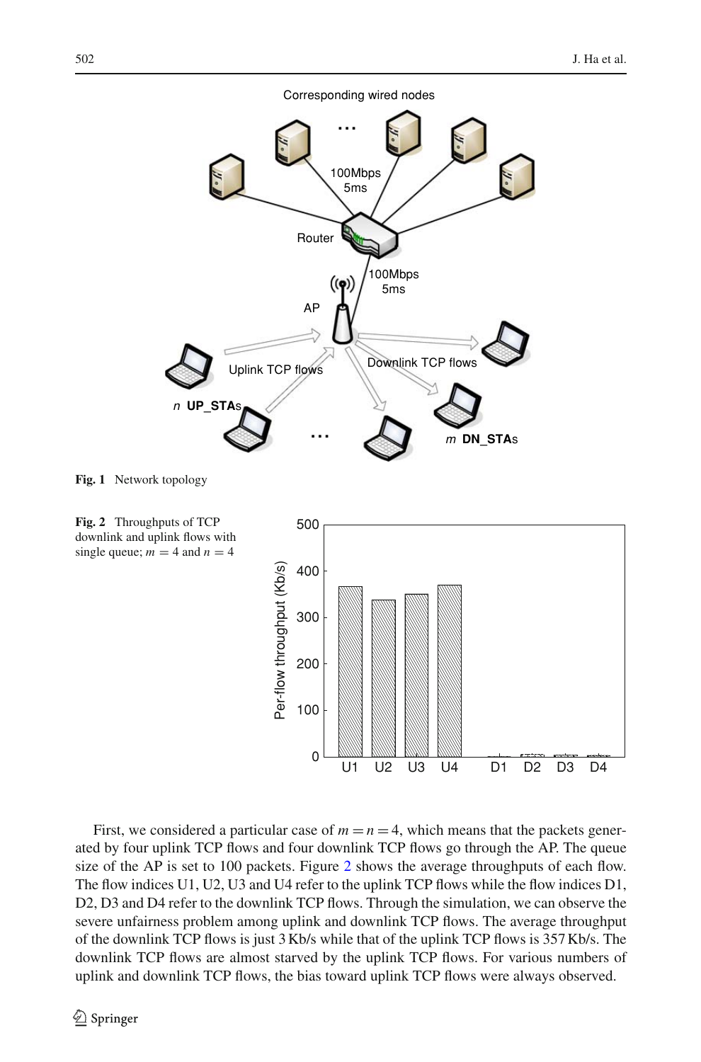Fig. 1 Network topology

Fig. 2 Throughputs of TCP downlink and uplink flows with single queue; $m = 4$ and $n = 4$

First, we considered a particular case of $m = n = 4$, which means that the packets generated by four uplink TCP flows and four downlink TCP flows go through the AP. The queue size of the AP is set to 100 packets. Figure 2 shows the average throughputs of each flow. The flow indices U1, U2, U3 and U4 refer to the uplink TCP flows while the flow indices D1, D2, D3 and D4 refer to the downlink TCP flows. Through the simulation, we can observe the severe unfairness problem among uplink and downlink TCP flows. The average throughput of the downlink TCP flows is just 3 Kb/s while that of the uplink TCP flows is 357 Kb/s. The downlink TCP flows are almost starved by the uplink TCP flows. For various numbers of uplink and downlink TCP flows, the bias toward uplink TCP flows were always observed.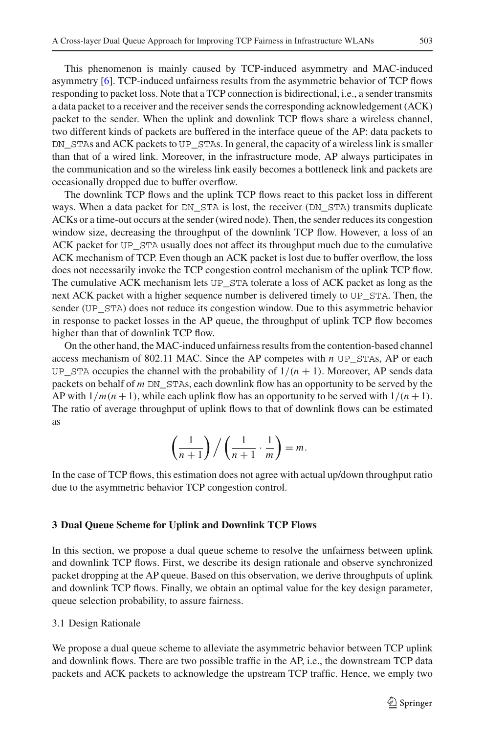This phenomenon is mainly caused by TCP-induced asymmetry and MAC-induced asymmetry [6]. TCP-induced unfairness results from the asymmetric behavior of TCP flows responding to packet loss. Note that a TCP connection is bidirectional, i.e., a sender transmits a data packet to a receiver and the receiver sends the corresponding acknowledgement (ACK) packet to the sender. When the uplink and downlink TCP flows share a wireless channel, two different kinds of packets are buffered in the interface queue of the AP: data packets to DN_STAs and ACK packets to UP_STAs. In general, the capacity of a wireless link is smaller than that of a wired link. Moreover, in the infrastructure mode, AP always participates in the communication and so the wireless link easily becomes a bottleneck link and packets are occasionally dropped due to buffer overflow.

The downlink TCP flows and the uplink TCP flows react to this packet loss in different ways. When a data packet for DN_STA is lost, the receiver (DN_STA) transmits duplicate ACKs or a time-out occurs at the sender (wired node). Then, the sender reduces its congestion window size, decreasing the throughput of the downlink TCP flow. However, a loss of an ACK packet for UP_STA usually does not affect its throughput much due to the cumulative ACK mechanism of TCP. Even though an ACK packet is lost due to buffer overflow, the loss does not necessarily invoke the TCP congestion control mechanism of the uplink TCP flow. The cumulative ACK mechanism lets UP_STA tolerate a loss of ACK packet as long as the next ACK packet with a higher sequence number is delivered timely to UP_STA. Then, the sender (UP_STA) does not reduce its congestion window. Due to this asymmetric behavior in response to packet losses in the AP queue, the throughput of uplink TCP flow becomes higher than that of downlink TCP flow.

On the other hand, the MAC-induced unfairness results from the contention-based channel access mechanism of 802.11 MAC. Since the AP competes with $n$ UP_STAs, AP or each UP_STA occupies the channel with the probability of $1/(n+1)$. Moreover, AP sends data packets on behalf of $m$ DN_STAs, each downlink flow has an opportunity to be served by the AP with $1/m(n+1)$, while each uplink flow has an opportunity to be served with $1/(n+1)$. The ratio of average throughput of uplink flows to that of downlink flows can be estimated as

$$\left(\frac{1}{n+1}\right) \Big/ \left(\frac{1}{n+1} \cdot \frac{1}{m}\right) = m.$$

In the case of TCP flows, this estimation does not agree with actual up/down throughput ratio due to the asymmetric behavior TCP congestion control.

## 3 Dual Queue Scheme for Uplink and Downlink TCP Flows

In this section, we propose a dual queue scheme to resolve the unfairness between uplink and downlink TCP flows. First, we describe its design rationale and observe synchronized packet dropping at the AP queue. Based on this observation, we derive throughputs of uplink and downlink TCP flows. Finally, we obtain an optimal value for the key design parameter, queue selection probability, to assure fairness.

### 3.1 Design Rationale

We propose a dual queue scheme to alleviate the asymmetric behavior between TCP uplink and downlink flows. There are two possible traffic in the AP, i.e., the downstream TCP data packets and ACK packets to acknowledge the upstream TCP traffic. Hence, we emply two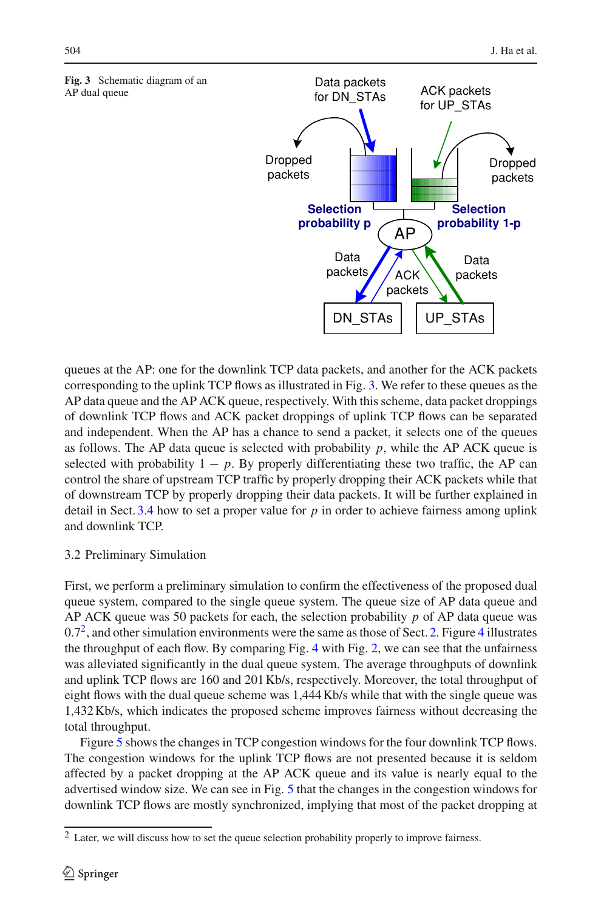**Fig. 3** Schematic diagram of an AP dual queue

queues at the AP: one for the downlink TCP data packets, and another for the ACK packets corresponding to the uplink TCP flows as illustrated in Fig. 3. We refer to these queues as the AP data queue and the AP ACK queue, respectively. With this scheme, data packet droppings of downlink TCP flows and ACK packet droppings of uplink TCP flows can be separated and independent. When the AP has a chance to send a packet, it selects one of the queues as follows. The AP data queue is selected with probability $p$, while the AP ACK queue is selected with probability $1 - p$. By properly differentiating these two traffic, the AP can control the share of upstream TCP traffic by properly dropping their ACK packets while that of downstream TCP by properly dropping their data packets. It will be further explained in detail in Sect. 3.4 how to set a proper value for $p$ in order to achieve fairness among uplink and downlink TCP.

### 3.2 Preliminary Simulation

First, we perform a preliminary simulation to confirm the effectiveness of the proposed dual queue system, compared to the single queue system. The queue size of AP data queue and AP ACK queue was 50 packets for each, the selection probability $p$ of AP data queue was 0.7[2], and other simulation environments were the same as those of Sect. 2. Figure 4 illustrates the throughput of each flow. By comparing Fig. 4 with Fig. 2, we can see that the unfairness was alleviated significantly in the dual queue system. The average throughputs of downlink and uplink TCP flows are 160 and 201 Kb/s, respectively. Moreover, the total throughput of eight flows with the dual queue scheme was 1,444 Kb/s while that with the single queue was 1,432 Kb/s, which indicates the proposed scheme improves fairness without decreasing the total throughput.

Figure 5 shows the changes in TCP congestion windows for the four downlink TCP flows. The congestion windows for the uplink TCP flows are not presented because it is seldom affected by a packet dropping at the AP ACK queue and its value is nearly equal to the advertised window size. We can see in Fig. 5 that the changes in the congestion windows for downlink TCP flows are mostly synchronized, implying that most of the packet dropping at

[2] Later, we will discuss how to set the queue selection probability properly to improve fairness.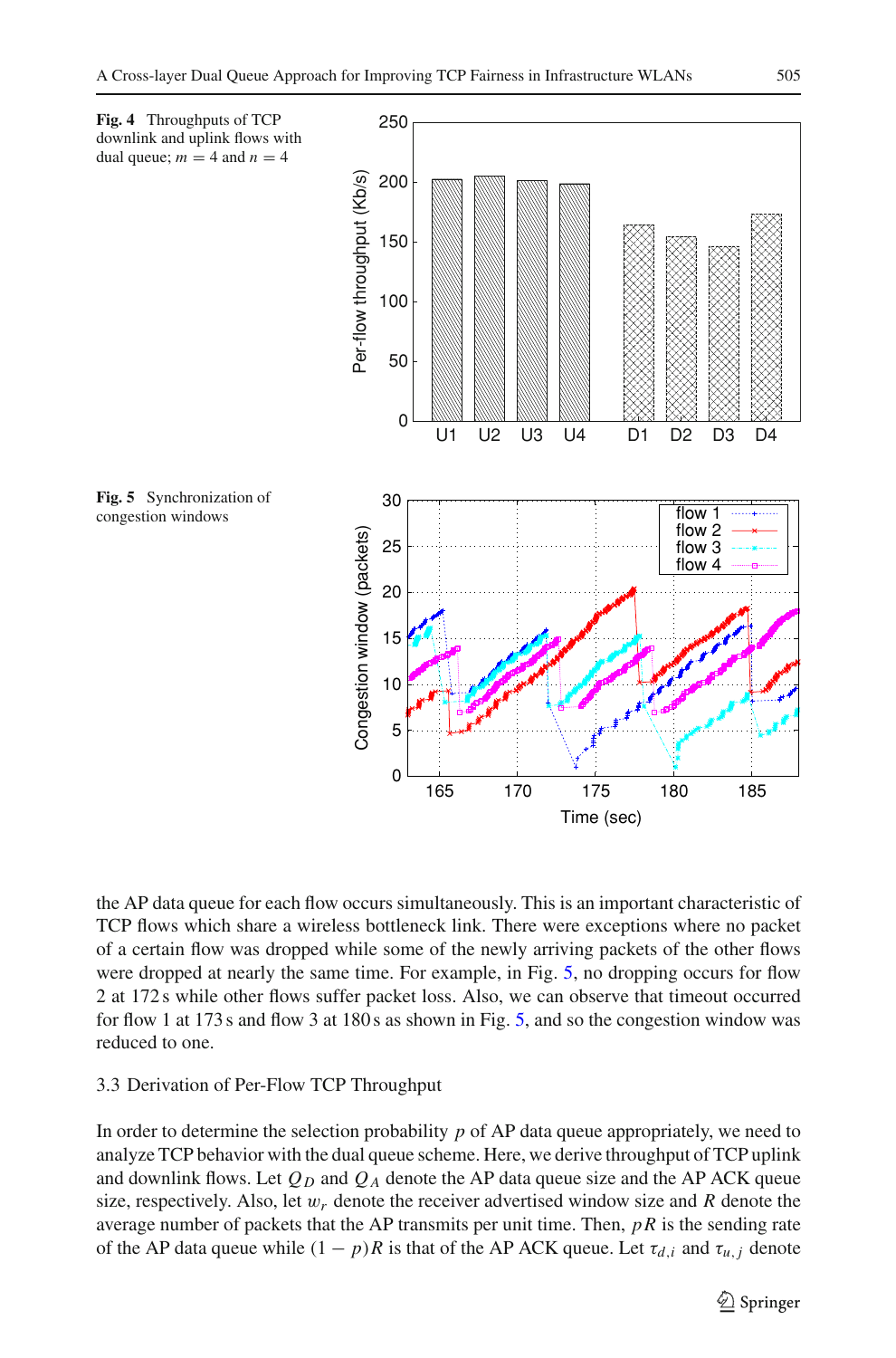**Fig. 4** Throughputs of TCP downlink and uplink flows with dual queue; $m = 4$ and $n = 4$

**Fig. 5** Synchronization of congestion windows

the AP data queue for each flow occurs simultaneously. This is an important characteristic of TCP flows which share a wireless bottleneck link. There were exceptions where no packet of a certain flow was dropped while some of the newly arriving packets of the other flows were dropped at nearly the same time. For example, in Fig. 5, no dropping occurs for flow 2 at 172 s while other flows suffer packet loss. Also, we can observe that timeout occurred for flow 1 at 173 s and flow 3 at 180 s as shown in Fig. 5, and so the congestion window was reduced to one.

### 3.3 Derivation of Per-Flow TCP Throughput

In order to determine the selection probability $p$ of AP data queue appropriately, we need to analyze TCP behavior with the dual queue scheme. Here, we derive throughput of TCP uplink and downlink flows. Let $Q_D$ and $Q_A$ denote the AP data queue size and the AP ACK queue size, respectively. Also, let $w_r$ denote the receiver advertised window size and $R$ denote the average number of packets that the AP transmits per unit time. Then, $pR$ is the sending rate of the AP data queue while $(1 - p)R$ is that of the AP ACK queue. Let $\tau_{d,i}$ and $\tau_{u,j}$ denote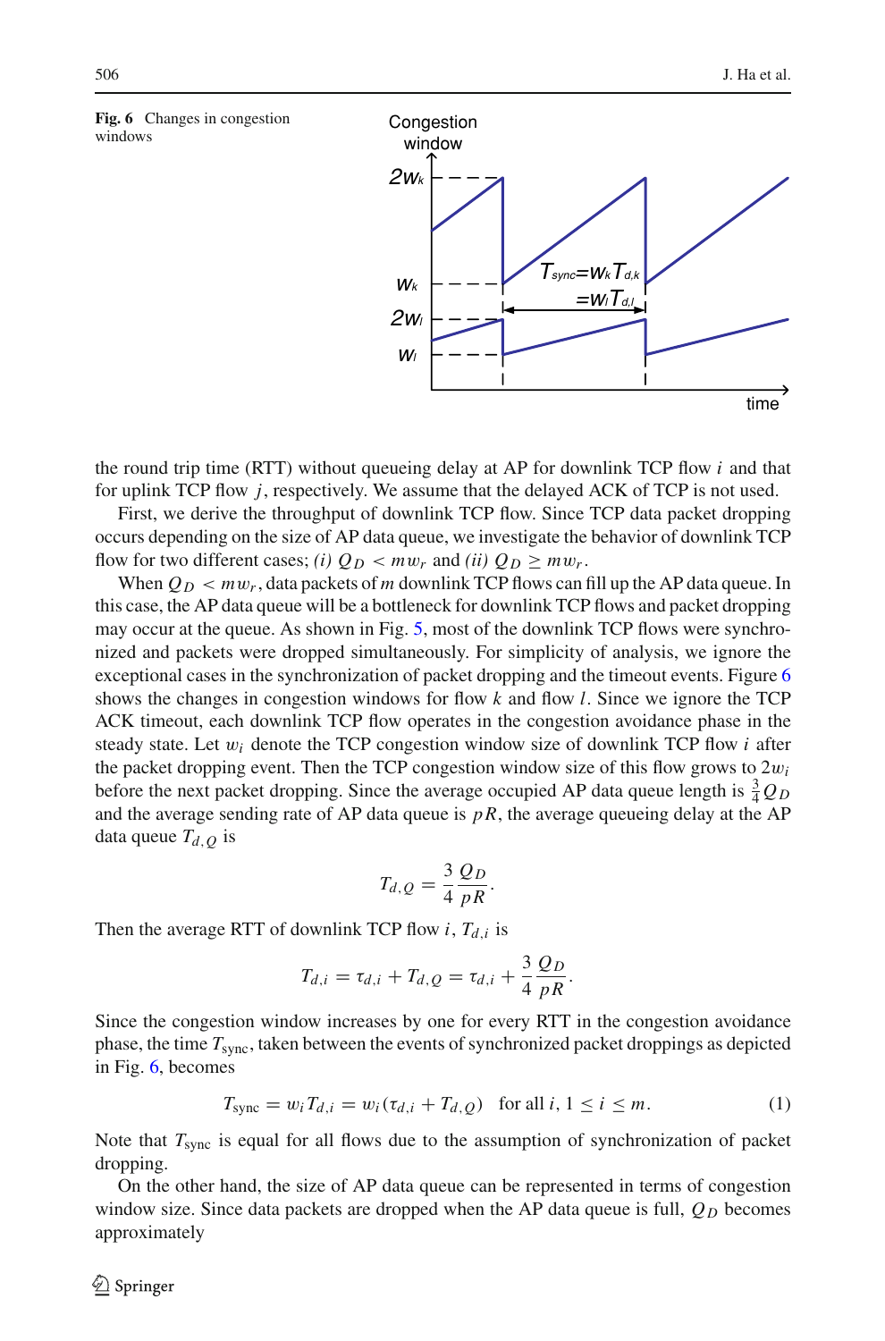**Fig. 6** Changes in congestion windows

the round trip time (RTT) without queueing delay at AP for downlink TCP flow $i$ and that for uplink TCP flow $j$, respectively. We assume that the delayed ACK of TCP is not used.

First, we derive the throughput of downlink TCP flow. Since TCP data packet dropping occurs depending on the size of AP data queue, we investigate the behavior of downlink TCP flow for two different cases; *(i)* $Q_D < mw_r$ and *(ii)* $Q_D \geq mw_r$.

When $Q_D < mw_r$, data packets of $m$ downlink TCP flows can fill up the AP data queue. In this case, the AP data queue will be a bottleneck for downlink TCP flows and packet dropping may occur at the queue. As shown in Fig. 5, most of the downlink TCP flows were synchronized and packets were dropped simultaneously. For simplicity of analysis, we ignore the exceptional cases in the synchronization of packet dropping and the timeout events. Figure 6 shows the changes in congestion windows for flow $k$ and flow $l$. Since we ignore the TCP ACK timeout, each downlink TCP flow operates in the congestion avoidance phase in the steady state. Let $w_i$ denote the TCP congestion window size of downlink TCP flow $i$ after the packet dropping event. Then the TCP congestion window size of this flow grows to $2w_i$ before the next packet dropping. Since the average occupied AP data queue length is $\frac{3}{4}Q_D$ and the average sending rate of AP data queue is $pR$, the average queueing delay at the AP data queue $T_{d,Q}$ is

$$T_{d,Q} = \frac{3}{4}\frac{Q_D}{pR}.$$

Then the average RTT of downlink TCP flow $i$, $T_{d,i}$ is

$$T_{d,i} = \tau_{d,i} + T_{d,Q} = \tau_{d,i} + \frac{3}{4}\frac{Q_D}{pR}.$$

Since the congestion window increases by one for every RTT in the congestion avoidance phase, the time $T_{\text{sync}}$, taken between the events of synchronized packet droppings as depicted in Fig. 6, becomes

$$T_{\text{sync}} = w_i T_{d,i} = w_i(\tau_{d,i} + T_{d,Q}) \quad \text{for all } i, 1 \leq i \leq m. \tag{1}$$

Note that $T_{\text{sync}}$ is equal for all flows due to the assumption of synchronization of packet dropping.

On the other hand, the size of AP data queue can be represented in terms of congestion window size. Since data packets are dropped when the AP data queue is full, $Q_D$ becomes approximately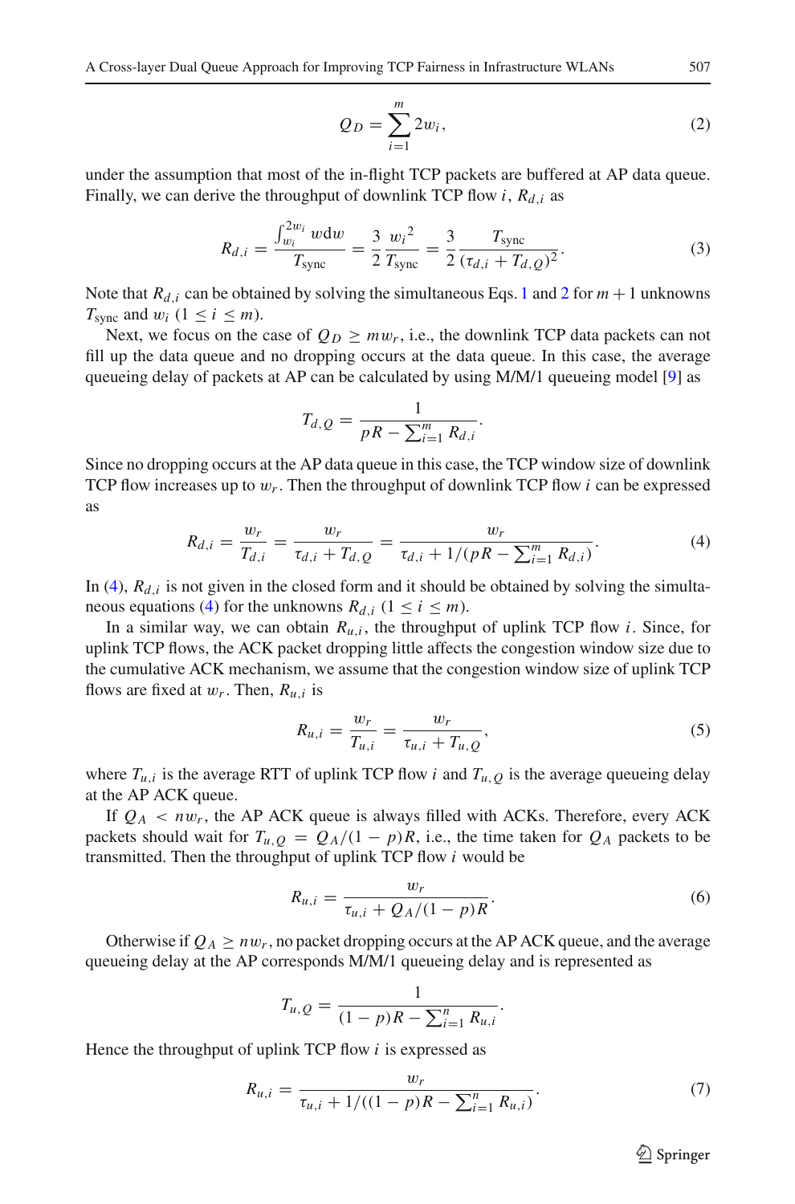$$Q_D = \sum_{i=1}^{m} 2w_i, \tag{2}$$

under the assumption that most of the in-flight TCP packets are buffered at AP data queue. Finally, we can derive the throughput of downlink TCP flow $i$, $R_{d,i}$ as

$$R_{d,i} = \frac{\int_{w_i}^{2w_i} w \mathrm{d}w}{T_{\text{sync}}} = \frac{3}{2} \frac{w_i^2}{T_{\text{sync}}} = \frac{3}{2} \frac{T_{\text{sync}}}{(\tau_{d,i} + T_{d,Q})^2}. \tag{3}$$

Note that $R_{d,i}$ can be obtained by solving the simultaneous Eqs. 1 and 2 for $m+1$ unknowns $T_{\text{sync}}$ and $w_i$ $(1 \leq i \leq m)$.

Next, we focus on the case of $Q_D \geq m w_r$, i.e., the downlink TCP data packets can not fill up the data queue and no dropping occurs at the data queue. In this case, the average queueing delay of packets at AP can be calculated by using M/M/1 queueing model [9] as

$$T_{d,Q} = \frac{1}{pR - \sum_{i=1}^{m} R_{d,i}}.$$

Since no dropping occurs at the AP data queue in this case, the TCP window size of downlink TCP flow increases up to $w_r$. Then the throughput of downlink TCP flow $i$ can be expressed as

$$R_{d,i} = \frac{w_r}{T_{d,i}} = \frac{w_r}{\tau_{d,i} + T_{d,Q}} = \frac{w_r}{\tau_{d,i} + 1/(pR - \sum_{i=1}^{m} R_{d,i})}. \tag{4}$$

In (4), $R_{d,i}$ is not given in the closed form and it should be obtained by solving the simultaneous equations (4) for the unknowns $R_{d,i}$ $(1 \leq i \leq m)$.

In a similar way, we can obtain $R_{u,i}$, the throughput of uplink TCP flow $i$. Since, for uplink TCP flows, the ACK packet dropping little affects the congestion window size due to the cumulative ACK mechanism, we assume that the congestion window size of uplink TCP flows are fixed at $w_r$. Then, $R_{u,i}$ is

$$R_{u,i} = \frac{w_r}{T_{u,i}} = \frac{w_r}{\tau_{u,i} + T_{u,Q}}, \tag{5}$$

where $T_{u,i}$ is the average RTT of uplink TCP flow $i$ and $T_{u,Q}$ is the average queueing delay at the AP ACK queue.

If $Q_A < n w_r$, the AP ACK queue is always filled with ACKs. Therefore, every ACK packets should wait for $T_{u,Q} = Q_A/(1-p)R$, i.e., the time taken for $Q_A$ packets to be transmitted. Then the throughput of uplink TCP flow $i$ would be

$$R_{u,i} = \frac{w_r}{\tau_{u,i} + Q_A/(1-p)R}. \tag{6}$$

Otherwise if $Q_A \geq n w_r$, no packet dropping occurs at the AP ACK queue, and the average queueing delay at the AP corresponds M/M/1 queueing delay and is represented as

$$T_{u,Q} = \frac{1}{(1-p)R - \sum_{i=1}^{n} R_{u,i}}.$$

Hence the throughput of uplink TCP flow $i$ is expressed as

$$R_{u,i} = \frac{w_r}{\tau_{u,i} + 1/((1-p)R - \sum_{i=1}^{n} R_{u,i})}. \tag{7}$$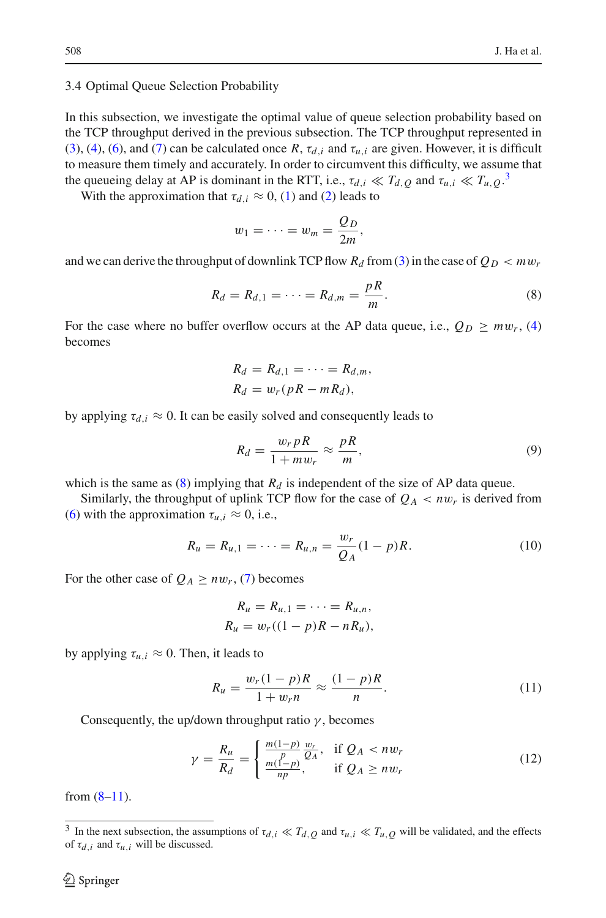### 3.4 Optimal Queue Selection Probability

In this subsection, we investigate the optimal value of queue selection probability based on the TCP throughput derived in the previous subsection. The TCP throughput represented in (3), (4), (6), and (7) can be calculated once $R$, $\tau_{d,i}$ and $\tau_{u,i}$ are given. However, it is difficult to measure them timely and accurately. In order to circumvent this difficulty, we assume that the queueing delay at AP is dominant in the RTT, i.e., $\tau_{d,i} \ll T_{d,Q}$ and $\tau_{u,i} \ll T_{u,Q}$.[3]

With the approximation that $\tau_{d,i} \approx 0$, (1) and (2) leads to

$$w_1 = \cdots = w_m = \frac{Q_D}{2m},$$

and we can derive the throughput of downlink TCP flow $R_d$ from (3) in the case of $Q_D < mw_r$

$$R_d = R_{d,1} = \cdots = R_{d,m} = \frac{pR}{m}. \tag{8}$$

For the case where no buffer overflow occurs at the AP data queue, i.e., $Q_D \geq mw_r$, (4) becomes

$$R_d = R_{d,1} = \cdots = R_{d,m},$$
$$R_d = w_r(pR - mR_d),$$

by applying $\tau_{d,i} \approx 0$. It can be easily solved and consequently leads to

$$R_d = \frac{w_r pR}{1 + mw_r} \approx \frac{pR}{m}, \tag{9}$$

which is the same as (8) implying that $R_d$ is independent of the size of AP data queue.

Similarly, the throughput of uplink TCP flow for the case of $Q_A < nw_r$ is derived from (6) with the approximation $\tau_{u,i} \approx 0$, i.e.,

$$R_u = R_{u,1} = \cdots = R_{u,n} = \frac{w_r}{Q_A}(1 - p)R. \tag{10}$$

For the other case of $Q_A \geq nw_r$, (7) becomes

$$R_u = R_{u,1} = \cdots = R_{u,n},$$
$$R_u = w_r((1 - p)R - nR_u),$$

by applying $\tau_{u,i} \approx 0$. Then, it leads to

$$R_u = \frac{w_r(1 - p)R}{1 + w_r n} \approx \frac{(1 - p)R}{n}. \tag{11}$$

Consequently, the up/down throughput ratio $\gamma$, becomes

$$\gamma = \frac{R_u}{R_d} = \begin{cases} \frac{m(1-p)}{p}\frac{w_r}{Q_A}, & \text{if } Q_A < nw_r \\ \frac{m(1-p)}{np}, & \text{if } Q_A \geq nw_r \end{cases} \tag{12}$$

from (8–11).

[3] In the next subsection, the assumptions of $\tau_{d,i} \ll T_{d,Q}$ and $\tau_{u,i} \ll T_{u,Q}$ will be validated, and the effects of $\tau_{d,i}$ and $\tau_{u,i}$ will be discussed.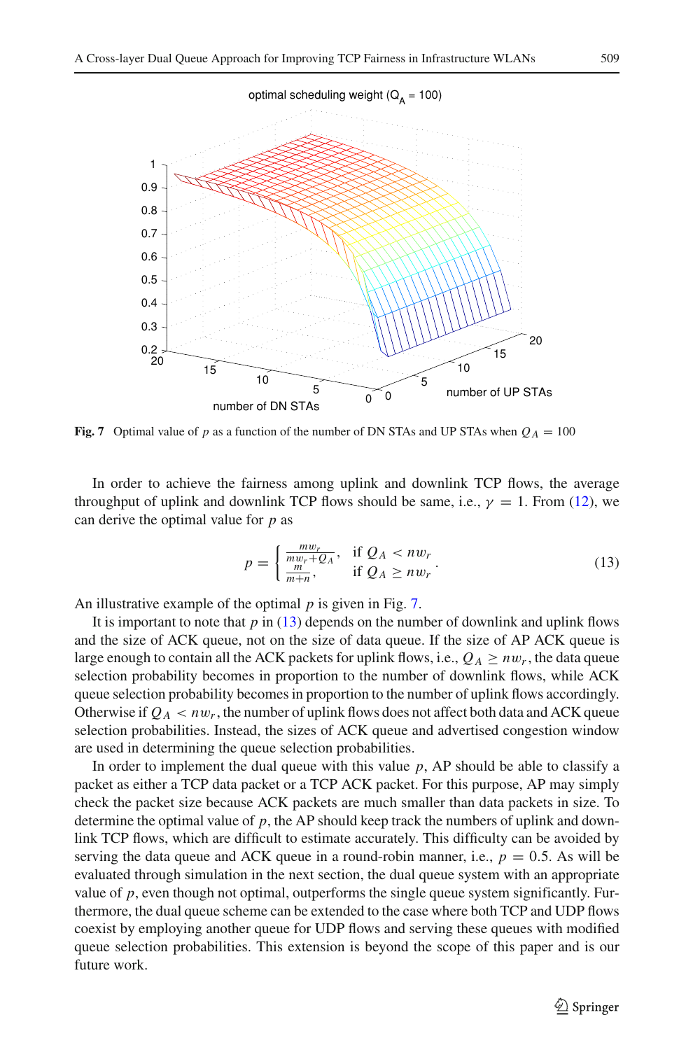Fig. 7 Optimal value of $p$ as a function of the number of DN STAs and UP STAs when $Q_A = 100$

In order to achieve the fairness among uplink and downlink TCP flows, the average throughput of uplink and downlink TCP flows should be same, i.e., $\gamma = 1$. From (12), we can derive the optimal value for $p$ as

$$p = \begin{cases} \frac{mw_r}{mw_r + Q_A}, & \text{if } Q_A < nw_r \\ \frac{m}{m+n}, & \text{if } Q_A \geq nw_r \end{cases}. \tag{13}$$

An illustrative example of the optimal $p$ is given in Fig. 7.

It is important to note that $p$ in (13) depends on the number of downlink and uplink flows and the size of ACK queue, not on the size of data queue. If the size of AP ACK queue is large enough to contain all the ACK packets for uplink flows, i.e., $Q_A \geq nw_r$, the data queue selection probability becomes in proportion to the number of downlink flows, while ACK queue selection probability becomes in proportion to the number of uplink flows accordingly. Otherwise if $Q_A < nw_r$, the number of uplink flows does not affect both data and ACK queue selection probabilities. Instead, the sizes of ACK queue and advertised congestion window are used in determining the queue selection probabilities.

In order to implement the dual queue with this value $p$, AP should be able to classify a packet as either a TCP data packet or a TCP ACK packet. For this purpose, AP may simply check the packet size because ACK packets are much smaller than data packets in size. To determine the optimal value of $p$, the AP should keep track the numbers of uplink and downlink TCP flows, which are difficult to estimate accurately. This difficulty can be avoided by serving the data queue and ACK queue in a round-robin manner, i.e., $p = 0.5$. As will be evaluated through simulation in the next section, the dual queue system with an appropriate value of $p$, even though not optimal, outperforms the single queue system significantly. Furthermore, the dual queue scheme can be extended to the case where both TCP and UDP flows coexist by employing another queue for UDP flows and serving these queues with modified queue selection probabilities. This extension is beyond the scope of this paper and is our future work.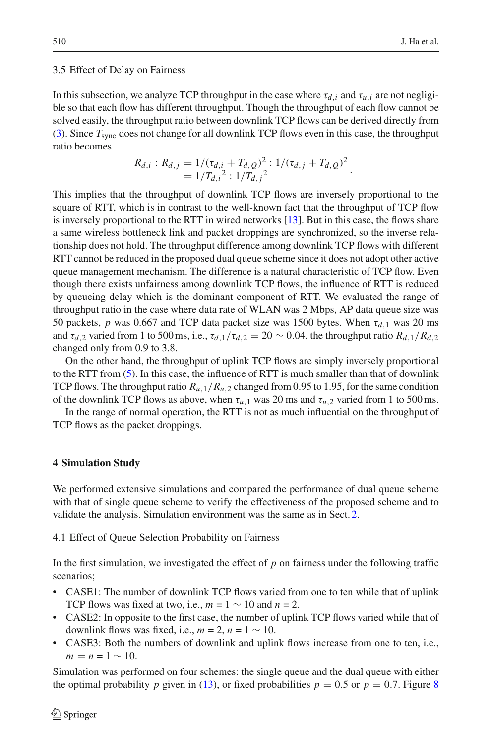### 3.5 Effect of Delay on Fairness

In this subsection, we analyze TCP throughput in the case where $\tau_{d,i}$ and $\tau_{u,i}$ are not negligible so that each flow has different throughput. Though the throughput of each flow cannot be solved easily, the throughput ratio between downlink TCP flows can be derived directly from (3). Since $T_{\text{sync}}$ does not change for all downlink TCP flows even in this case, the throughput ratio becomes

$$
\begin{aligned}
R_{d,i} : R_{d,j} &= 1/(\tau_{d,i} + T_{d,Q})^2 : 1/(\tau_{d,j} + T_{d,Q})^2 \\
&= 1/{T_{d,i}}^2 : 1/{T_{d,j}}^2
\end{aligned}
.
$$

This implies that the throughput of downlink TCP flows are inversely proportional to the square of RTT, which is in contrast to the well-known fact that the throughput of TCP flow is inversely proportional to the RTT in wired networks [13]. But in this case, the flows share a same wireless bottleneck link and packet droppings are synchronized, so the inverse relationship does not hold. The throughput difference among downlink TCP flows with different RTT cannot be reduced in the proposed dual queue scheme since it does not adopt other active queue management mechanism. The difference is a natural characteristic of TCP flow. Even though there exists unfairness among downlink TCP flows, the influence of RTT is reduced by queueing delay which is the dominant component of RTT. We evaluated the range of throughput ratio in the case where data rate of WLAN was 2 Mbps, AP data queue size was 50 packets, $p$ was 0.667 and TCP data packet size was 1500 bytes. When $\tau_{d,1}$ was 20 ms and $\tau_{d,2}$ varied from 1 to 500 ms, i.e., $\tau_{d,1}/\tau_{d,2} = 20 \sim 0.04$, the throughput ratio $R_{d,1}/R_{d,2}$ changed only from 0.9 to 3.8.

On the other hand, the throughput of uplink TCP flows are simply inversely proportional to the RTT from (5). In this case, the influence of RTT is much smaller than that of downlink TCP flows. The throughput ratio $R_{u,1}/R_{u,2}$ changed from 0.95 to 1.95, for the same condition of the downlink TCP flows as above, when $\tau_{u,1}$ was 20 ms and $\tau_{u,2}$ varied from 1 to 500 ms.

In the range of normal operation, the RTT is not as much influential on the throughput of TCP flows as the packet droppings.

## 4 Simulation Study

We performed extensive simulations and compared the performance of dual queue scheme with that of single queue scheme to verify the effectiveness of the proposed scheme and to validate the analysis. Simulation environment was the same as in Sect. 2.

### 4.1 Effect of Queue Selection Probability on Fairness

In the first simulation, we investigated the effect of $p$ on fairness under the following traffic scenarios;

- CASE1: The number of downlink TCP flows varied from one to ten while that of uplink TCP flows was fixed at two, i.e., $m = 1 \sim 10$ and $n = 2$.
- CASE2: In opposite to the first case, the number of uplink TCP flows varied while that of downlink flows was fixed, i.e., $m = 2$, $n = 1 \sim 10$.
- CASE3: Both the numbers of downlink and uplink flows increase from one to ten, i.e., $m = n = 1 \sim 10$.

Simulation was performed on four schemes: the single queue and the dual queue with either the optimal probability $p$ given in (13), or fixed probabilities $p = 0.5$ or $p = 0.7$. Figure 8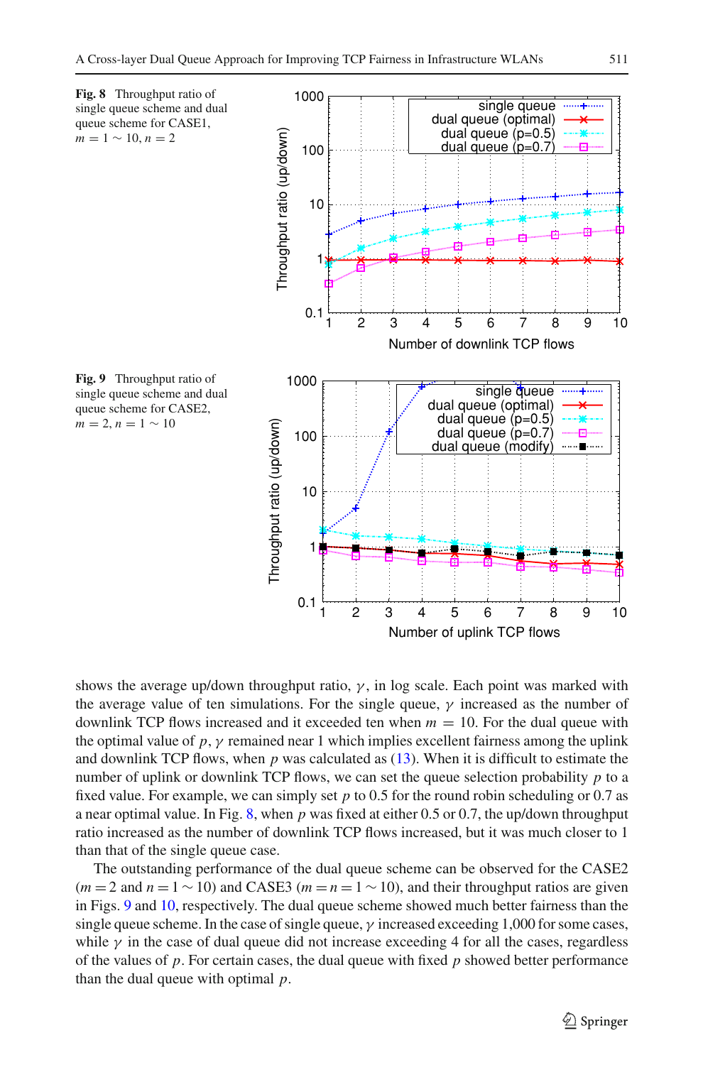**Fig. 8** Throughput ratio of single queue scheme and dual queue scheme for CASE1, $m = 1 \sim 10, n = 2$

**Fig. 9** Throughput ratio of single queue scheme and dual queue scheme for CASE2, $m = 2, n = 1 \sim 10$

shows the average up/down throughput ratio, $\gamma$, in log scale. Each point was marked with the average value of ten simulations. For the single queue, $\gamma$ increased as the number of downlink TCP flows increased and it exceeded ten when $m = 10$. For the dual queue with the optimal value of $p$, $\gamma$ remained near 1 which implies excellent fairness among the uplink and downlink TCP flows, when $p$ was calculated as (13). When it is difficult to estimate the number of uplink or downlink TCP flows, we can set the queue selection probability $p$ to a fixed value. For example, we can simply set $p$ to 0.5 for the round robin scheduling or 0.7 as a near optimal value. In Fig. 8, when $p$ was fixed at either 0.5 or 0.7, the up/down throughput ratio increased as the number of downlink TCP flows increased, but it was much closer to 1 than that of the single queue case.

The outstanding performance of the dual queue scheme can be observed for the CASE2 ($m = 2$ and $n = 1 \sim 10$) and CASE3 ($m = n = 1 \sim 10$), and their throughput ratios are given in Figs. 9 and 10, respectively. The dual queue scheme showed much better fairness than the single queue scheme. In the case of single queue, $\gamma$ increased exceeding 1,000 for some cases, while $\gamma$ in the case of dual queue did not increase exceeding 4 for all the cases, regardless of the values of $p$. For certain cases, the dual queue with fixed $p$ showed better performance than the dual queue with optimal $p$.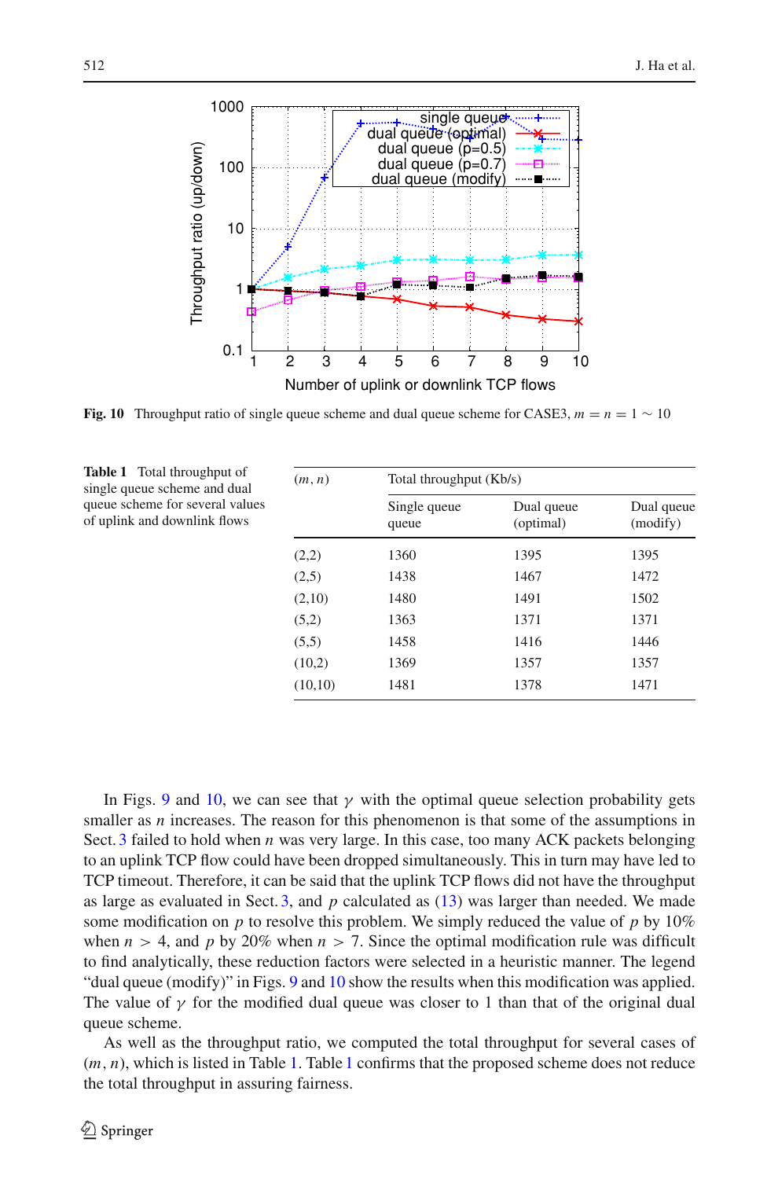Fig. 10 Throughput ratio of single queue scheme and dual queue scheme for CASE3, $m = n = 1 \sim 10$

**Table 1** Total throughput of single queue scheme and dual queue scheme for several values of uplink and downlink flows

| $(m, n)$ | Total throughput (Kb/s) | | |
|---|---|---|---|
| | Single queue queue | Dual queue (optimal) | Dual queue (modify) |
| (2,2) | 1360 | 1395 | 1395 |
| (2,5) | 1438 | 1467 | 1472 |
| (2,10) | 1480 | 1491 | 1502 |
| (5,2) | 1363 | 1371 | 1371 |
| (5,5) | 1458 | 1416 | 1446 |
| (10,2) | 1369 | 1357 | 1357 |
| (10,10) | 1481 | 1378 | 1471 |

In Figs. 9 and 10, we can see that $\gamma$ with the optimal queue selection probability gets smaller as $n$ increases. The reason for this phenomenon is that some of the assumptions in Sect. 3 failed to hold when $n$ was very large. In this case, too many ACK packets belonging to an uplink TCP flow could have been dropped simultaneously. This in turn may have led to TCP timeout. Therefore, it can be said that the uplink TCP flows did not have the throughput as large as evaluated in Sect. 3, and $p$ calculated as (13) was larger than needed. We made some modification on $p$ to resolve this problem. We simply reduced the value of $p$ by 10% when $n > 4$, and $p$ by 20% when $n > 7$. Since the optimal modification rule was difficult to find analytically, these reduction factors were selected in a heuristic manner. The legend "dual queue (modify)" in Figs. 9 and 10 show the results when this modification was applied. The value of $\gamma$ for the modified dual queue was closer to 1 than that of the original dual queue scheme.

As well as the throughput ratio, we computed the total throughput for several cases of $(m, n)$, which is listed in Table 1. Table 1 confirms that the proposed scheme does not reduce the total throughput in assuring fairness.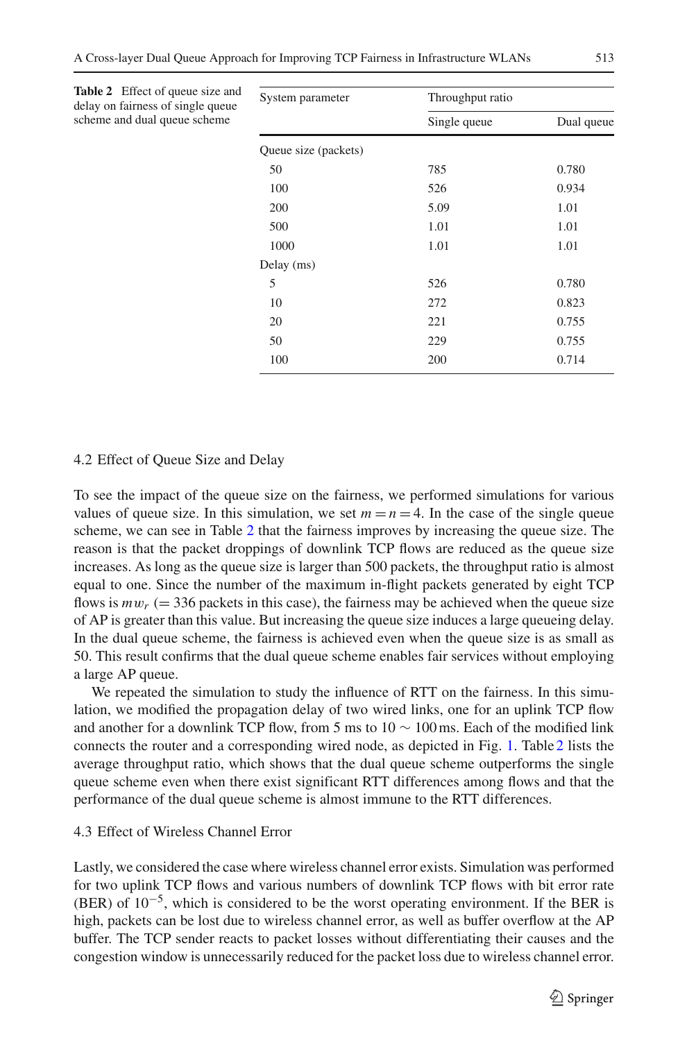**Table 2** Effect of queue size and delay on fairness of single queue scheme and dual queue scheme

| System parameter | Throughput ratio | |
|---|---|---|
| | Single queue | Dual queue |
| Queue size (packets) | | |
| 50 | 785 | 0.780 |
| 100 | 526 | 0.934 |
| 200 | 5.09 | 1.01 |
| 500 | 1.01 | 1.01 |
| 1000 | 1.01 | 1.01 |
| Delay (ms) | | |
| 5 | 526 | 0.780 |
| 10 | 272 | 0.823 |
| 20 | 221 | 0.755 |
| 50 | 229 | 0.755 |
| 100 | 200 | 0.714 |

### 4.2 Effect of Queue Size and Delay

To see the impact of the queue size on the fairness, we performed simulations for various values of queue size. In this simulation, we set $m = n = 4$. In the case of the single queue scheme, we can see in Table 2 that the fairness improves by increasing the queue size. The reason is that the packet droppings of downlink TCP flows are reduced as the queue size increases. As long as the queue size is larger than 500 packets, the throughput ratio is almost equal to one. Since the number of the maximum in-flight packets generated by eight TCP flows is $mw_r$ ($= 336$ packets in this case), the fairness may be achieved when the queue size of AP is greater than this value. But increasing the queue size induces a large queueing delay. In the dual queue scheme, the fairness is achieved even when the queue size is as small as 50. This result confirms that the dual queue scheme enables fair services without employing a large AP queue.

We repeated the simulation to study the influence of RTT on the fairness. In this simulation, we modified the propagation delay of two wired links, one for an uplink TCP flow and another for a downlink TCP flow, from 5 ms to $10 \sim 100$ ms. Each of the modified link connects the router and a corresponding wired node, as depicted in Fig. 1. Table 2 lists the average throughput ratio, which shows that the dual queue scheme outperforms the single queue scheme even when there exist significant RTT differences among flows and that the performance of the dual queue scheme is almost immune to the RTT differences.

### 4.3 Effect of Wireless Channel Error

Lastly, we considered the case where wireless channel error exists. Simulation was performed for two uplink TCP flows and various numbers of downlink TCP flows with bit error rate (BER) of $10^{-5}$, which is considered to be the worst operating environment. If the BER is high, packets can be lost due to wireless channel error, as well as buffer overflow at the AP buffer. The TCP sender reacts to packet losses without differentiating their causes and the congestion window is unnecessarily reduced for the packet loss due to wireless channel error.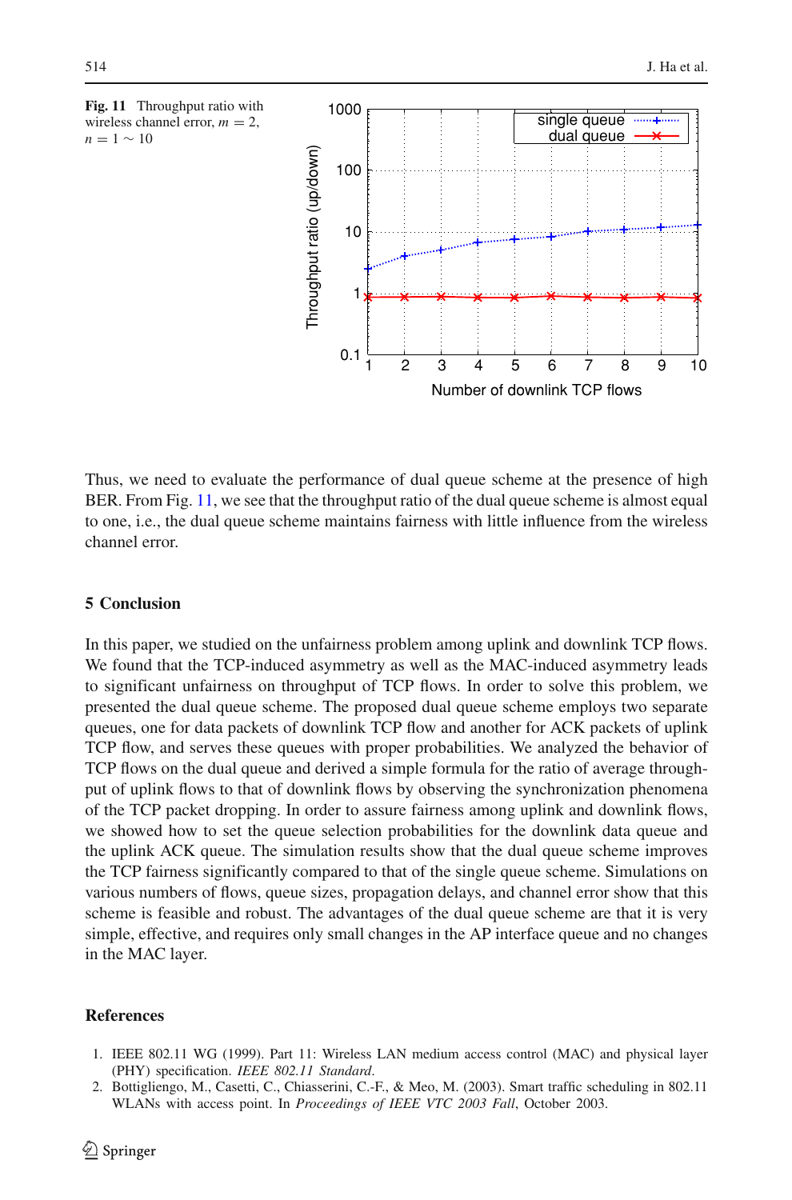**Fig. 11** Throughput ratio with wireless channel error, $m = 2$, $n = 1 \sim 10$

Thus, we need to evaluate the performance of dual queue scheme at the presence of high BER. From Fig. 11, we see that the throughput ratio of the dual queue scheme is almost equal to one, i.e., the dual queue scheme maintains fairness with little influence from the wireless channel error.

## 5 Conclusion

In this paper, we studied on the unfairness problem among uplink and downlink TCP flows. We found that the TCP-induced asymmetry as well as the MAC-induced asymmetry leads to significant unfairness on throughput of TCP flows. In order to solve this problem, we presented the dual queue scheme. The proposed dual queue scheme employs two separate queues, one for data packets of downlink TCP flow and another for ACK packets of uplink TCP flow, and serves these queues with proper probabilities. We analyzed the behavior of TCP flows on the dual queue and derived a simple formula for the ratio of average throughput of uplink flows to that of downlink flows by observing the synchronization phenomena of the TCP packet dropping. In order to assure fairness among uplink and downlink flows, we showed how to set the queue selection probabilities for the downlink data queue and the uplink ACK queue. The simulation results show that the dual queue scheme improves the TCP fairness significantly compared to that of the single queue scheme. Simulations on various numbers of flows, queue sizes, propagation delays, and channel error show that this scheme is feasible and robust. The advantages of the dual queue scheme are that it is very simple, effective, and requires only small changes in the AP interface queue and no changes in the MAC layer.

## References

1. IEEE 802.11 WG (1999). Part 11: Wireless LAN medium access control (MAC) and physical layer (PHY) specification. *IEEE 802.11 Standard*.
2. Bottigliengo, M., Casetti, C., Chiasserini, C.-F., & Meo, M. (2003). Smart traffic scheduling in 802.11 WLANs with access point. In *Proceedings of IEEE VTC 2003 Fall*, October 2003.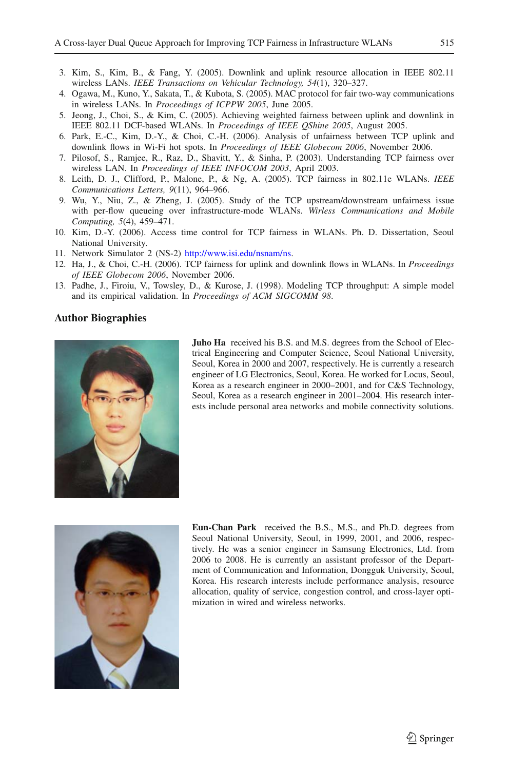3. Kim, S., Kim, B., & Fang, Y. (2005). Downlink and uplink resource allocation in IEEE 802.11 wireless LANs. *IEEE Transactions on Vehicular Technology, 54*(1), 320–327.
4. Ogawa, M., Kuno, Y., Sakata, T., & Kubota, S. (2005). MAC protocol for fair two-way communications in wireless LANs. In *Proceedings of ICPPW 2005*, June 2005.
5. Jeong, J., Choi, S., & Kim, C. (2005). Achieving weighted fairness between uplink and downlink in IEEE 802.11 DCF-based WLANs. In *Proceedings of IEEE QShine 2005*, August 2005.
6. Park, E.-C., Kim, D.-Y., & Choi, C.-H. (2006). Analysis of unfairness between TCP uplink and downlink flows in Wi-Fi hot spots. In *Proceedings of IEEE Globecom 2006*, November 2006.
7. Pilosof, S., Ramjee, R., Raz, D., Shavitt, Y., & Sinha, P. (2003). Understanding TCP fairness over wireless LAN. In *Proceedings of IEEE INFOCOM 2003*, April 2003.
8. Leith, D. J., Clifford, P., Malone, P., & Ng, A. (2005). TCP fairness in 802.11e WLANs. *IEEE Communications Letters, 9*(11), 964–966.
9. Wu, Y., Niu, Z., & Zheng, J. (2005). Study of the TCP upstream/downstream unfairness issue with per-flow queueing over infrastructure-mode WLANs. *Wirless Communications and Mobile Computing, 5*(4), 459–471.
10. Kim, D.-Y. (2006). Access time control for TCP fairness in WLANs. Ph. D. Dissertation, Seoul National University.
11. Network Simulator 2 (NS-2) http://www.isi.edu/nsnam/ns.
12. Ha, J., & Choi, C.-H. (2006). TCP fairness for uplink and downlink flows in WLANs. In *Proceedings of IEEE Globecom 2006*, November 2006.
13. Padhe, J., Firoiu, V., Towsley, D., & Kurose, J. (1998). Modeling TCP throughput: A simple model and its empirical validation. In *Proceedings of ACM SIGCOMM 98*.

## Author Biographies

**Juho Ha** received his B.S. and M.S. degrees from the School of Electrical Engineering and Computer Science, Seoul National University, Seoul, Korea in 2000 and 2007, respectively. He is currently a research engineer of LG Electronics, Seoul, Korea. He worked for Locus, Seoul, Korea as a research engineer in 2000–2001, and for C&S Technology, Seoul, Korea as a research engineer in 2001–2004. His research interests include personal area networks and mobile connectivity solutions.

**Eun-Chan Park** received the B.S., M.S., and Ph.D. degrees from Seoul National University, Seoul, in 1999, 2001, and 2006, respectively. He was a senior engineer in Samsung Electronics, Ltd. from 2006 to 2008. He is currently an assistant professor of the Department of Communication and Information, Dongguk University, Seoul, Korea. His research interests include performance analysis, resource allocation, quality of service, congestion control, and cross-layer optimization in wired and wireless networks.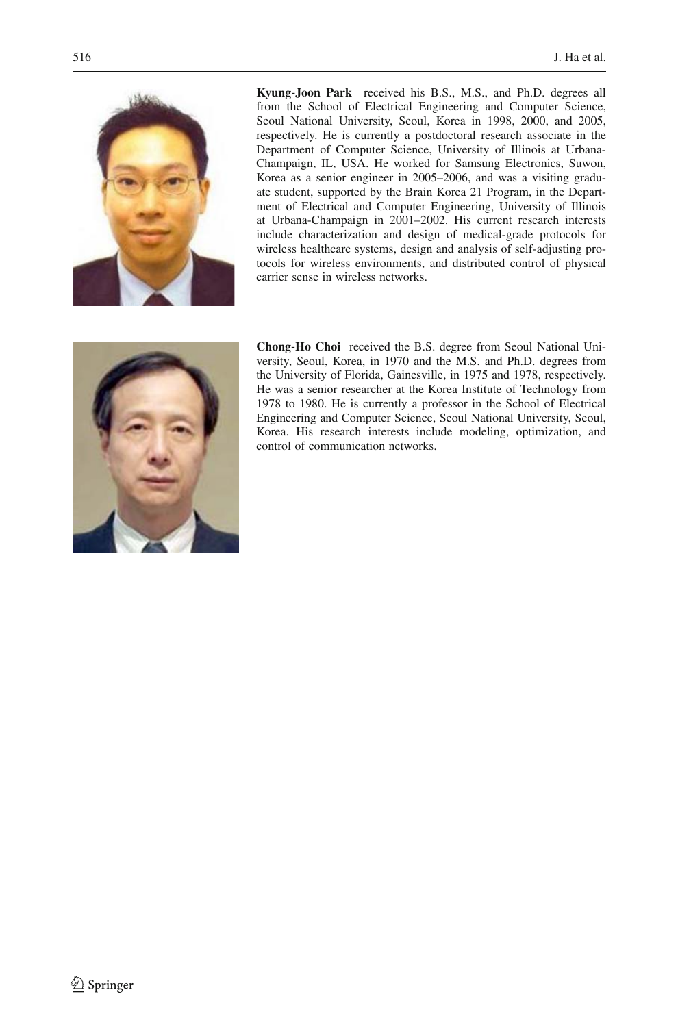**Kyung-Joon Park** received his B.S., M.S., and Ph.D. degrees all from the School of Electrical Engineering and Computer Science, Seoul National University, Seoul, Korea in 1998, 2000, and 2005, respectively. He is currently a postdoctoral research associate in the Department of Computer Science, University of Illinois at Urbana-Champaign, IL, USA. He worked for Samsung Electronics, Suwon, Korea as a senior engineer in 2005–2006, and was a visiting graduate student, supported by the Brain Korea 21 Program, in the Department of Electrical and Computer Engineering, University of Illinois at Urbana-Champaign in 2001–2002. His current research interests include characterization and design of medical-grade protocols for wireless healthcare systems, design and analysis of self-adjusting protocols for wireless environments, and distributed control of physical carrier sense in wireless networks.

**Chong-Ho Choi** received the B.S. degree from Seoul National University, Seoul, Korea, in 1970 and the M.S. and Ph.D. degrees from the University of Florida, Gainesville, in 1975 and 1978, respectively. He was a senior researcher at the Korea Institute of Technology from 1978 to 1980. He is currently a professor in the School of Electrical Engineering and Computer Science, Seoul National University, Seoul, Korea. His research interests include modeling, optimization, and control of communication networks.